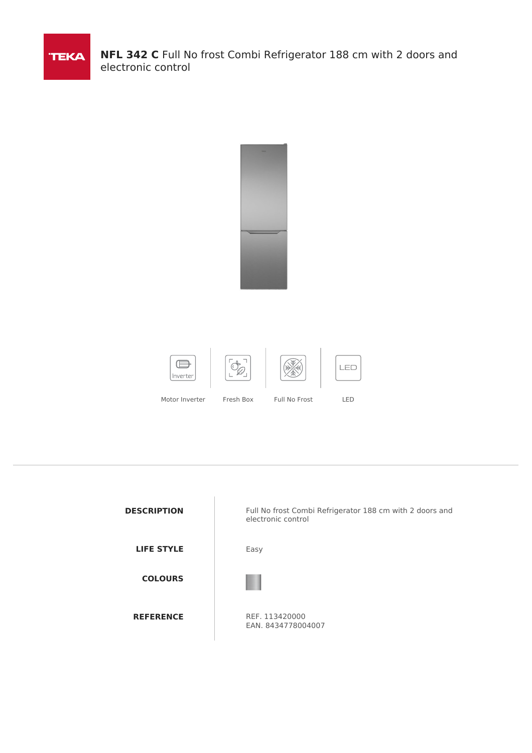# **NFL 342 C** Full No frost Combi Refrigerator 188 cm with 2 doors and electronic control

Motor Inverter | Fresh Box | Full No Frost | LED

| | |
|---|---|
| **DESCRIPTION** | Full No frost Combi Refrigerator 188 cm with 2 doors and electronic control |
| **LIFE STYLE** | Easy |
| **COLOURS** | |
| **REFERENCE** | REF. 113420000<br>EAN. 8434778004007 |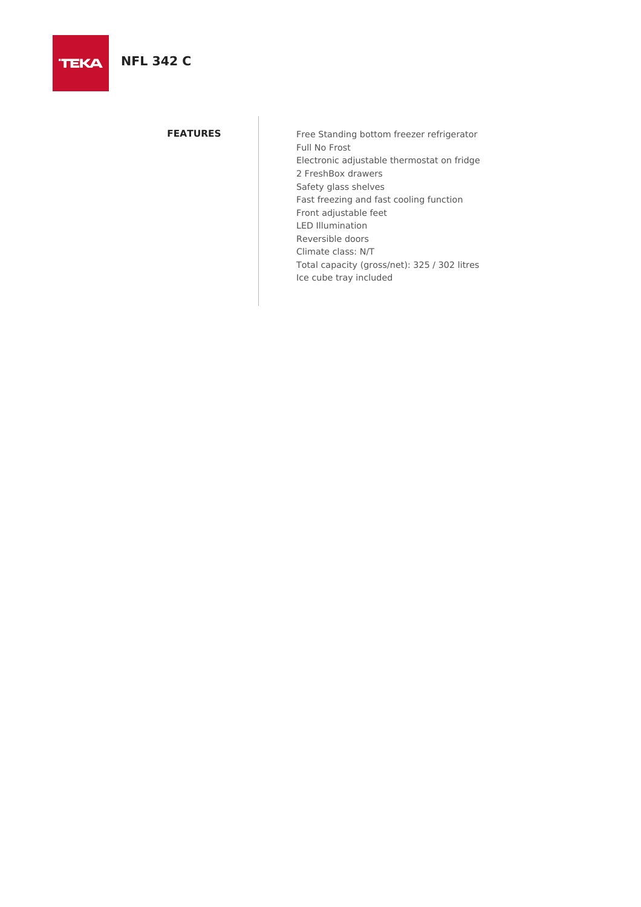# NFL 342 C

**FEATURES**

Free Standing bottom freezer refrigerator
Full No Frost
Electronic adjustable thermostat on fridge
2 FreshBox drawers
Safety glass shelves
Fast freezing and fast cooling function
Front adjustable feet
LED Illumination
Reversible doors
Climate class: N/T
Total capacity (gross/net): 325 / 302 litres
Ice cube tray included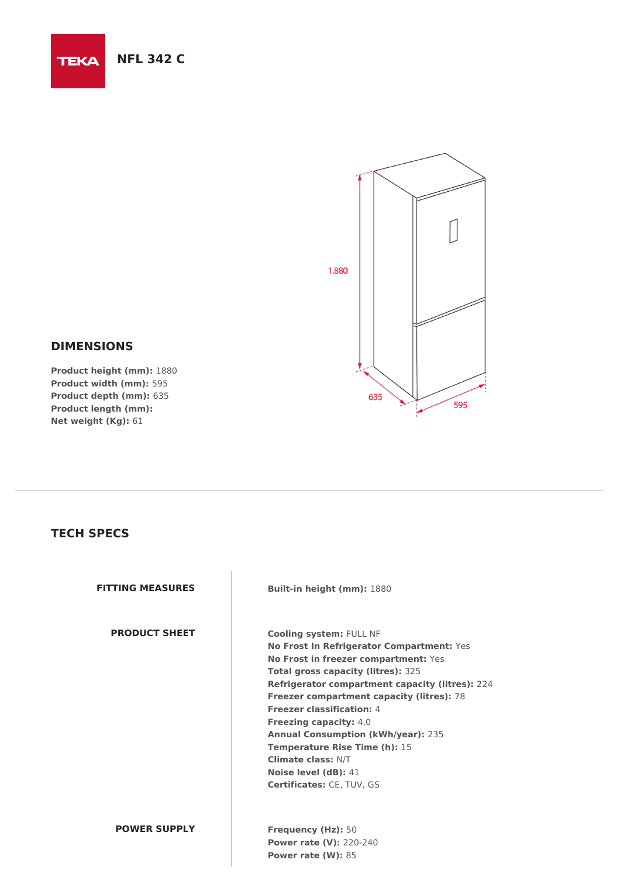# NFL 342 C

## DIMENSIONS

**Product height (mm):** 1880
**Product width (mm):** 595
**Product depth (mm):** 635
**Product length (mm):**
**Net weight (Kg):** 61

## TECH SPECS

### FITTING MEASURES

**Built-in height (mm):** 1880

### PRODUCT SHEET

**Cooling system:** FULL NF
**No Frost In Refrigerator Compartment:** Yes
**No Frost in freezer compartment:** Yes
**Total gross capacity (litres):** 325
**Refrigerator compartment capacity (litres):** 224
**Freezer compartment capacity (litres):** 78
**Freezer classification:** 4
**Freezing capacity:** 4,0
**Annual Consumption (kWh/year):** 235
**Temperature Rise Time (h):** 15
**Climate class:** N/T
**Noise level (dB):** 41
**Certificates:** CE, TUV, GS

### POWER SUPPLY

**Frequency (Hz):** 50
**Power rate (V):** 220-240
**Power rate (W):** 85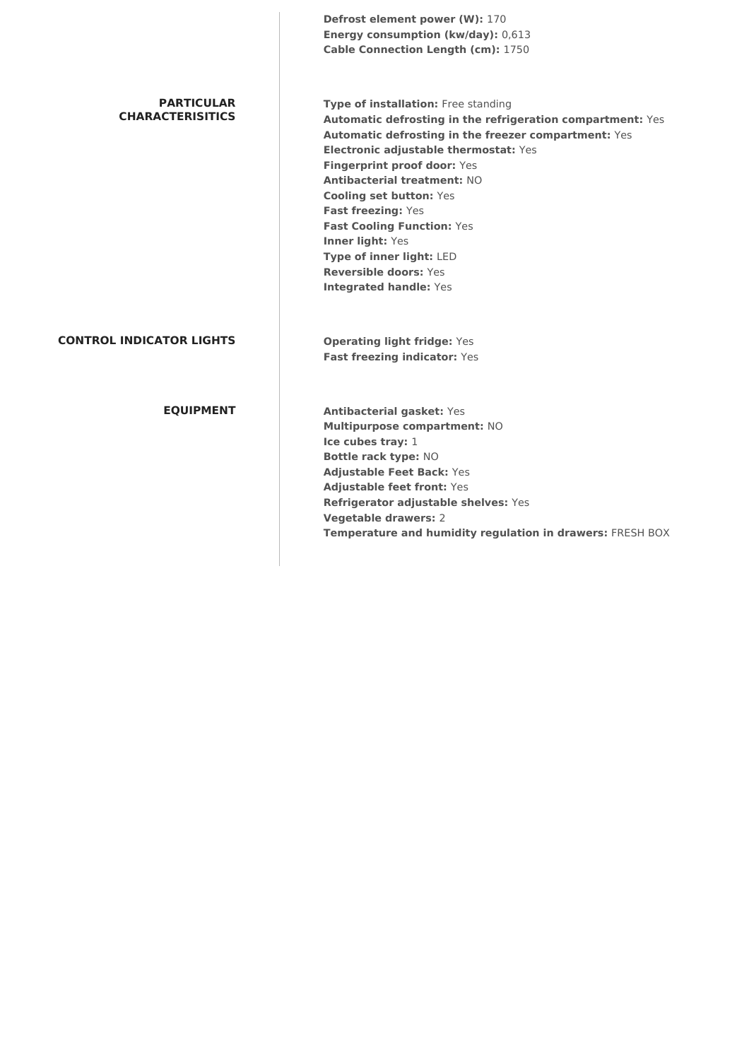**Defrost element power (W):** 170
**Energy consumption (kw/day):** 0,613
**Cable Connection Length (cm):** 1750

## PARTICULAR CHARACTERISITICS

**Type of installation:** Free standing
**Automatic defrosting in the refrigeration compartment:** Yes
**Automatic defrosting in the freezer compartment:** Yes
**Electronic adjustable thermostat:** Yes
**Fingerprint proof door:** Yes
**Antibacterial treatment:** NO
**Cooling set button:** Yes
**Fast freezing:** Yes
**Fast Cooling Function:** Yes
**Inner light:** Yes
**Type of inner light:** LED
**Reversible doors:** Yes
**Integrated handle:** Yes

## CONTROL INDICATOR LIGHTS

**Operating light fridge:** Yes
**Fast freezing indicator:** Yes

## EQUIPMENT

**Antibacterial gasket:** Yes
**Multipurpose compartment:** NO
**Ice cubes tray:** 1
**Bottle rack type:** NO
**Adjustable Feet Back:** Yes
**Adjustable feet front:** Yes
**Refrigerator adjustable shelves:** Yes
**Vegetable drawers:** 2
**Temperature and humidity regulation in drawers:** FRESH BOX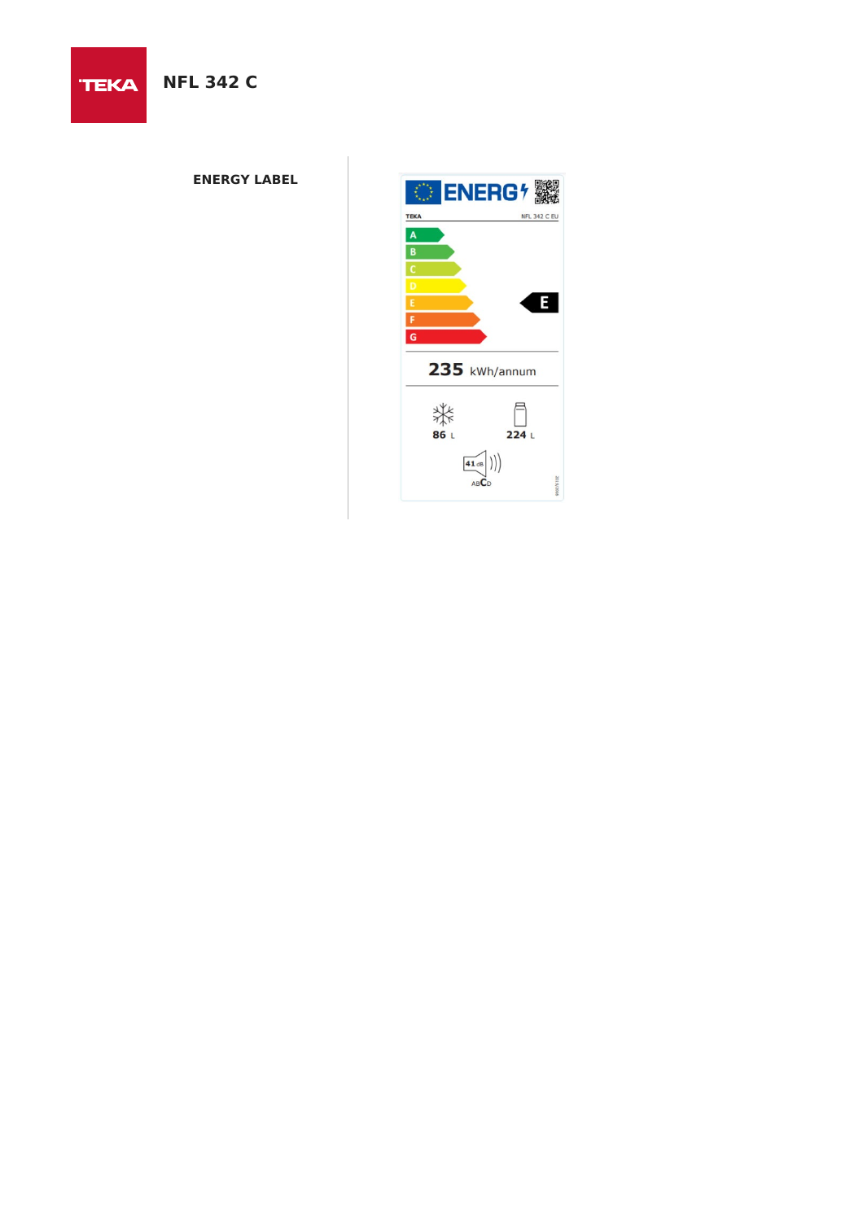TEKA

**NFL 342 C**

**ENERGY LABEL**

ENERG

TEKA

NFL 342 C EU

A

B

C

D

E

F

G

E

235 kWh/annum

86 L

224 L

41 dB

ABCD